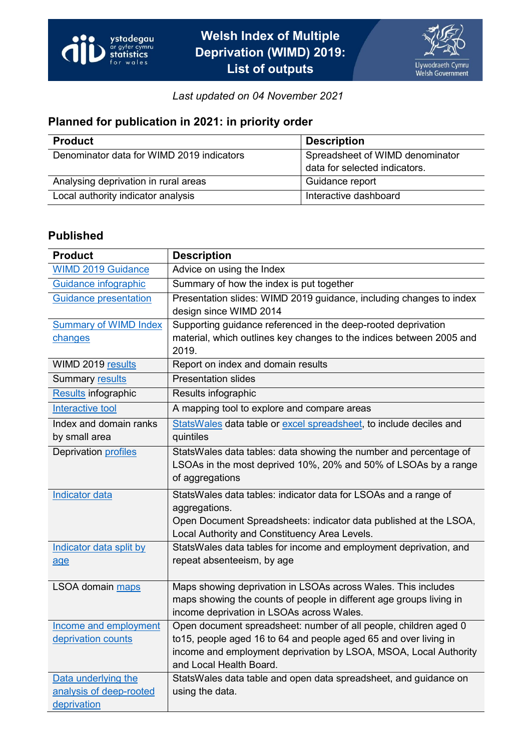# Welsh Index of Multiple Deprivation (WIMD) 2019: List of outputs

*Last updated on 04 November 2021*

## Planned for publication in 2021: in priority order

| Product | Description |
|---|---|
| Denominator data for WIMD 2019 indicators | Spreadsheet of WIMD denominator data for selected indicators. |
| Analysing deprivation in rural areas | Guidance report |
| Local authority indicator analysis | Interactive dashboard |

## Published

| Product | Description |
|---|---|
| WIMD 2019 Guidance | Advice on using the Index |
| Guidance infographic | Summary of how the index is put together |
| Guidance presentation | Presentation slides: WIMD 2019 guidance, including changes to index design since WIMD 2014 |
| Summary of WIMD Index changes | Supporting guidance referenced in the deep-rooted deprivation material, which outlines key changes to the indices between 2005 and 2019. |
| WIMD 2019 results | Report on index and domain results |
| Summary results | Presentation slides |
| Results infographic | Results infographic |
| Interactive tool | A mapping tool to explore and compare areas |
| Index and domain ranks by small area | StatsWales data table or excel spreadsheet, to include deciles and quintiles |
| Deprivation profiles | StatsWales data tables: data showing the number and percentage of LSOAs in the most deprived 10%, 20% and 50% of LSOAs by a range of aggregations |
| Indicator data | StatsWales data tables: indicator data for LSOAs and a range of aggregations.<br>Open Document Spreadsheets: indicator data published at the LSOA, Local Authority and Constituency Area Levels. |
| Indicator data split by age | StatsWales data tables for income and employment deprivation, and repeat absenteeism, by age |
| LSOA domain maps | Maps showing deprivation in LSOAs across Wales. This includes maps showing the counts of people in different age groups living in income deprivation in LSOAs across Wales. |
| Income and employment deprivation counts | Open document spreadsheet: number of all people, children aged 0 to15, people aged 16 to 64 and people aged 65 and over living in income and employment deprivation by LSOA, MSOA, Local Authority and Local Health Board. |
| Data underlying the analysis of deep-rooted deprivation | StatsWales data table and open data spreadsheet, and guidance on using the data. |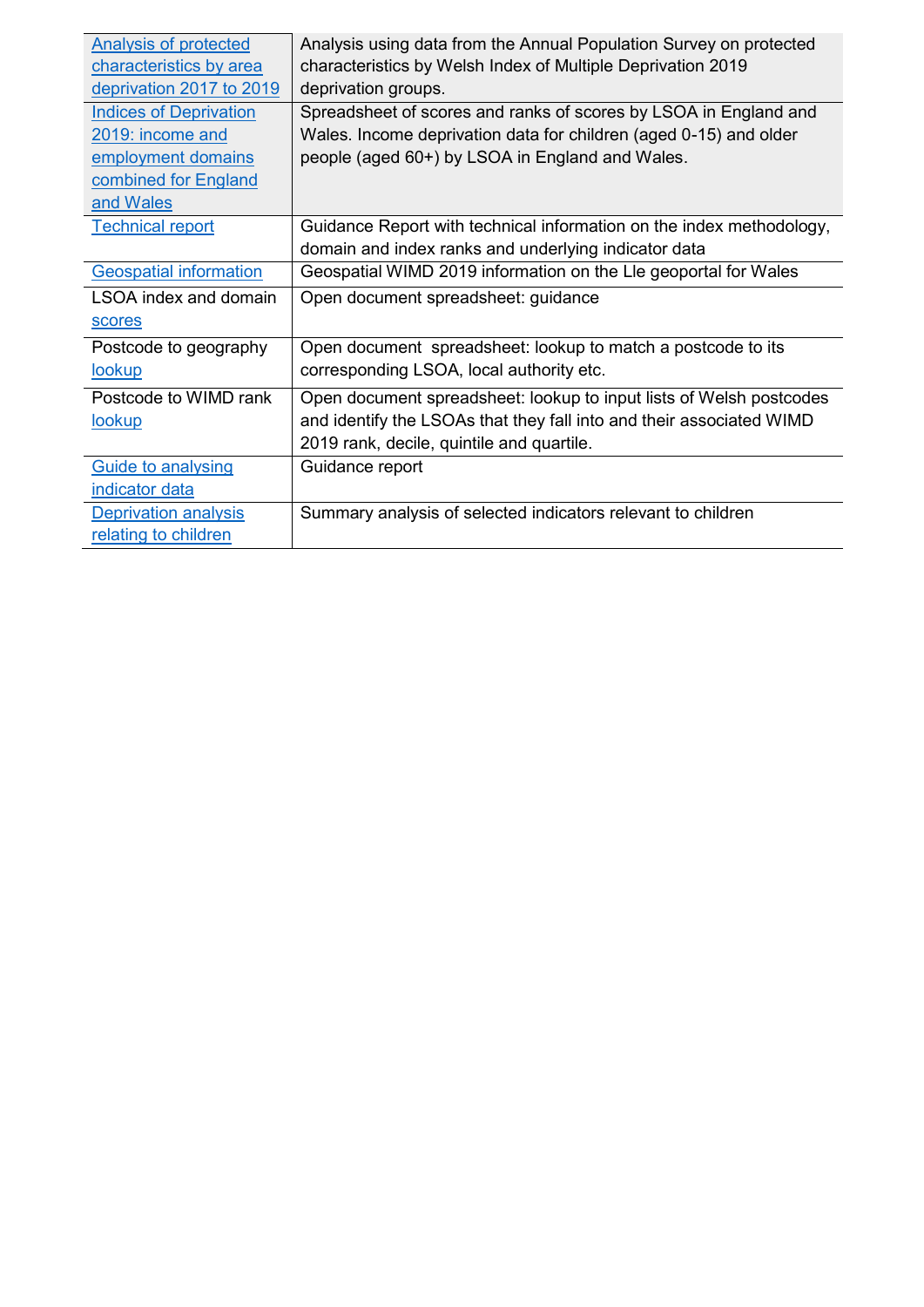| | |
|---|---|
| Analysis of protected characteristics by area deprivation 2017 to 2019 | Analysis using data from the Annual Population Survey on protected characteristics by Welsh Index of Multiple Deprivation 2019 deprivation groups. |
| Indices of Deprivation 2019: income and employment domains combined for England and Wales | Spreadsheet of scores and ranks of scores by LSOA in England and Wales. Income deprivation data for children (aged 0-15) and older people (aged 60+) by LSOA in England and Wales. |
| Technical report | Guidance Report with technical information on the index methodology, domain and index ranks and underlying indicator data |
| Geospatial information | Geospatial WIMD 2019 information on the Lle geoportal for Wales |
| LSOA index and domain scores | Open document spreadsheet: guidance |
| Postcode to geography lookup | Open document spreadsheet: lookup to match a postcode to its corresponding LSOA, local authority etc. |
| Postcode to WIMD rank lookup | Open document spreadsheet: lookup to input lists of Welsh postcodes and identify the LSOAs that they fall into and their associated WIMD 2019 rank, decile, quintile and quartile. |
| Guide to analysing indicator data | Guidance report |
| Deprivation analysis relating to children | Summary analysis of selected indicators relevant to children |